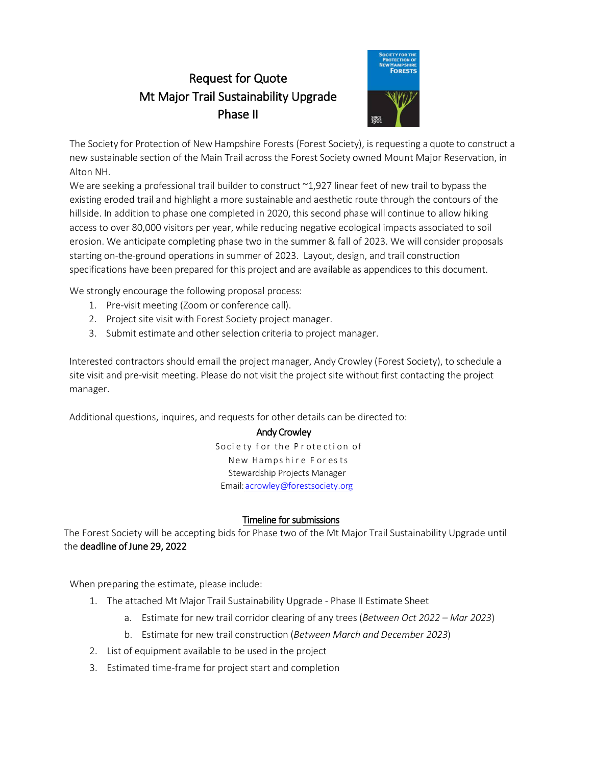# Request for Quote
# Mt Major Trail Sustainability Upgrade
# Phase II

The Society for Protection of New Hampshire Forests (Forest Society), is requesting a quote to construct a new sustainable section of the Main Trail across the Forest Society owned Mount Major Reservation, in Alton NH.

We are seeking a professional trail builder to construct ~1,927 linear feet of new trail to bypass the existing eroded trail and highlight a more sustainable and aesthetic route through the contours of the hillside. In addition to phase one completed in 2020, this second phase will continue to allow hiking access to over 80,000 visitors per year, while reducing negative ecological impacts associated to soil erosion. We anticipate completing phase two in the summer & fall of 2023. We will consider proposals starting on-the-ground operations in summer of 2023. Layout, design, and trail construction specifications have been prepared for this project and are available as appendices to this document.

We strongly encourage the following proposal process:

1. Pre-visit meeting (Zoom or conference call).
2. Project site visit with Forest Society project manager.
3. Submit estimate and other selection criteria to project manager.

Interested contractors should email the project manager, Andy Crowley (Forest Society), to schedule a site visit and pre-visit meeting. Please do not visit the project site without first contacting the project manager.

Additional questions, inquires, and requests for other details can be directed to:

Andy Crowley
Society for the Protection of
New Hampshire Forests
Stewardship Projects Manager
Email: acrowley@forestsociety.org

## Timeline for submissions

The Forest Society will be accepting bids for Phase two of the Mt Major Trail Sustainability Upgrade until the **deadline of June 29, 2022**

When preparing the estimate, please include:

1. The attached Mt Major Trail Sustainability Upgrade - Phase II Estimate Sheet
   a. Estimate for new trail corridor clearing of any trees (*Between Oct 2022 – Mar 2023*)
   b. Estimate for new trail construction (*Between March and December 2023*)
2. List of equipment available to be used in the project
3. Estimated time-frame for project start and completion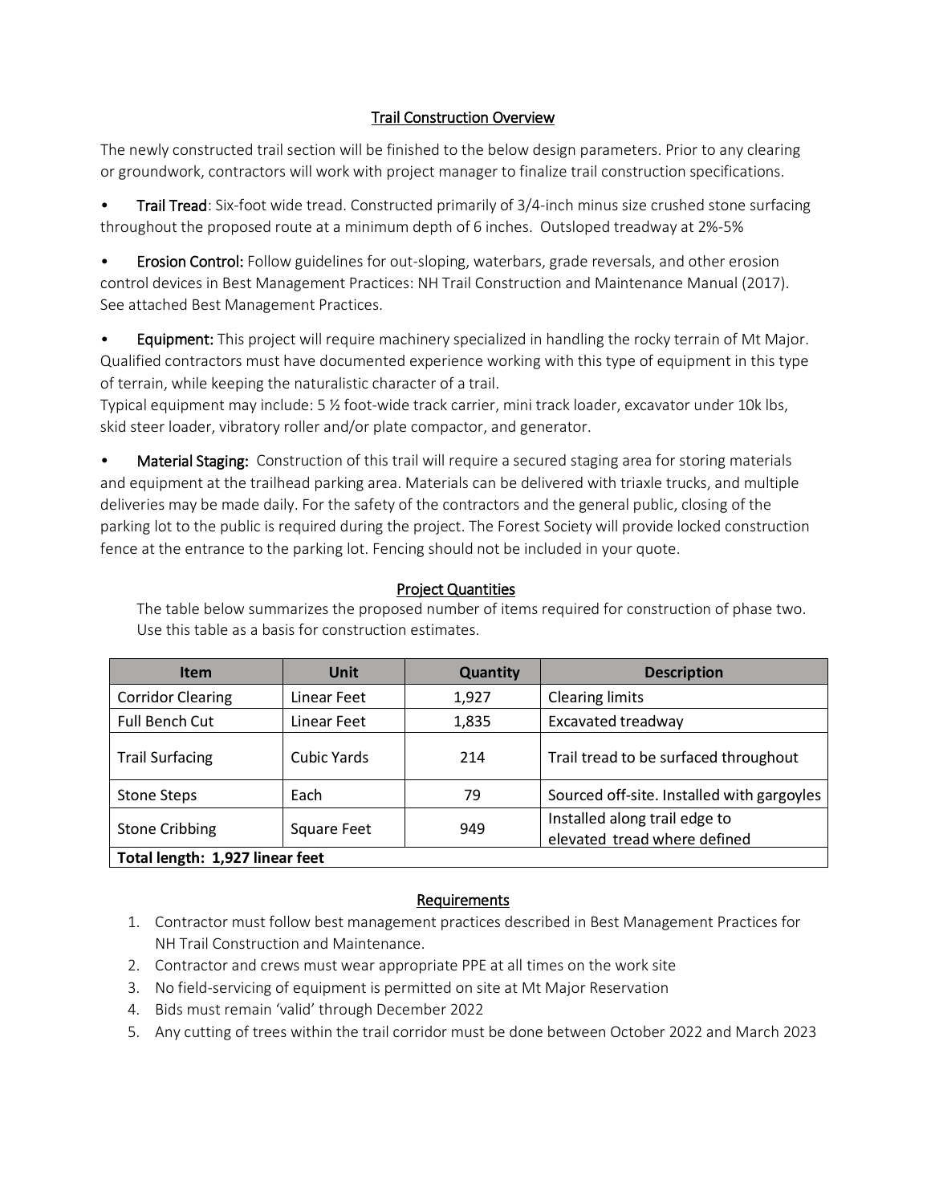## Trail Construction Overview

The newly constructed trail section will be finished to the below design parameters. Prior to any clearing or groundwork, contractors will work with project manager to finalize trail construction specifications.

- **Trail Tread**: Six-foot wide tread. Constructed primarily of 3/4-inch minus size crushed stone surfacing throughout the proposed route at a minimum depth of 6 inches. Outsloped treadway at 2%-5%
- **Erosion Control:** Follow guidelines for out-sloping, waterbars, grade reversals, and other erosion control devices in Best Management Practices: NH Trail Construction and Maintenance Manual (2017). See attached Best Management Practices.
- **Equipment:** This project will require machinery specialized in handling the rocky terrain of Mt Major. Qualified contractors must have documented experience working with this type of equipment in this type of terrain, while keeping the naturalistic character of a trail.
  Typical equipment may include: 5 ½ foot-wide track carrier, mini track loader, excavator under 10k lbs, skid steer loader, vibratory roller and/or plate compactor, and generator.
- **Material Staging:** Construction of this trail will require a secured staging area for storing materials and equipment at the trailhead parking area. Materials can be delivered with triaxle trucks, and multiple deliveries may be made daily. For the safety of the contractors and the general public, closing of the parking lot to the public is required during the project. The Forest Society will provide locked construction fence at the entrance to the parking lot. Fencing should not be included in your quote.

## Project Quantities

The table below summarizes the proposed number of items required for construction of phase two. Use this table as a basis for construction estimates.

| Item | Unit | Quantity | Description |
|---|---|---|---|
| Corridor Clearing | Linear Feet | 1,927 | Clearing limits |
| Full Bench Cut | Linear Feet | 1,835 | Excavated treadway |
| Trail Surfacing | Cubic Yards | 214 | Trail tread to be surfaced throughout |
| Stone Steps | Each | 79 | Sourced off-site. Installed with gargoyles |
| Stone Cribbing | Square Feet | 949 | Installed along trail edge to elevated tread where defined |
| **Total length: 1,927 linear feet** | | | |

## Requirements

1. Contractor must follow best management practices described in Best Management Practices for NH Trail Construction and Maintenance.
2. Contractor and crews must wear appropriate PPE at all times on the work site
3. No field-servicing of equipment is permitted on site at Mt Major Reservation
4. Bids must remain 'valid' through December 2022
5. Any cutting of trees within the trail corridor must be done between October 2022 and March 2023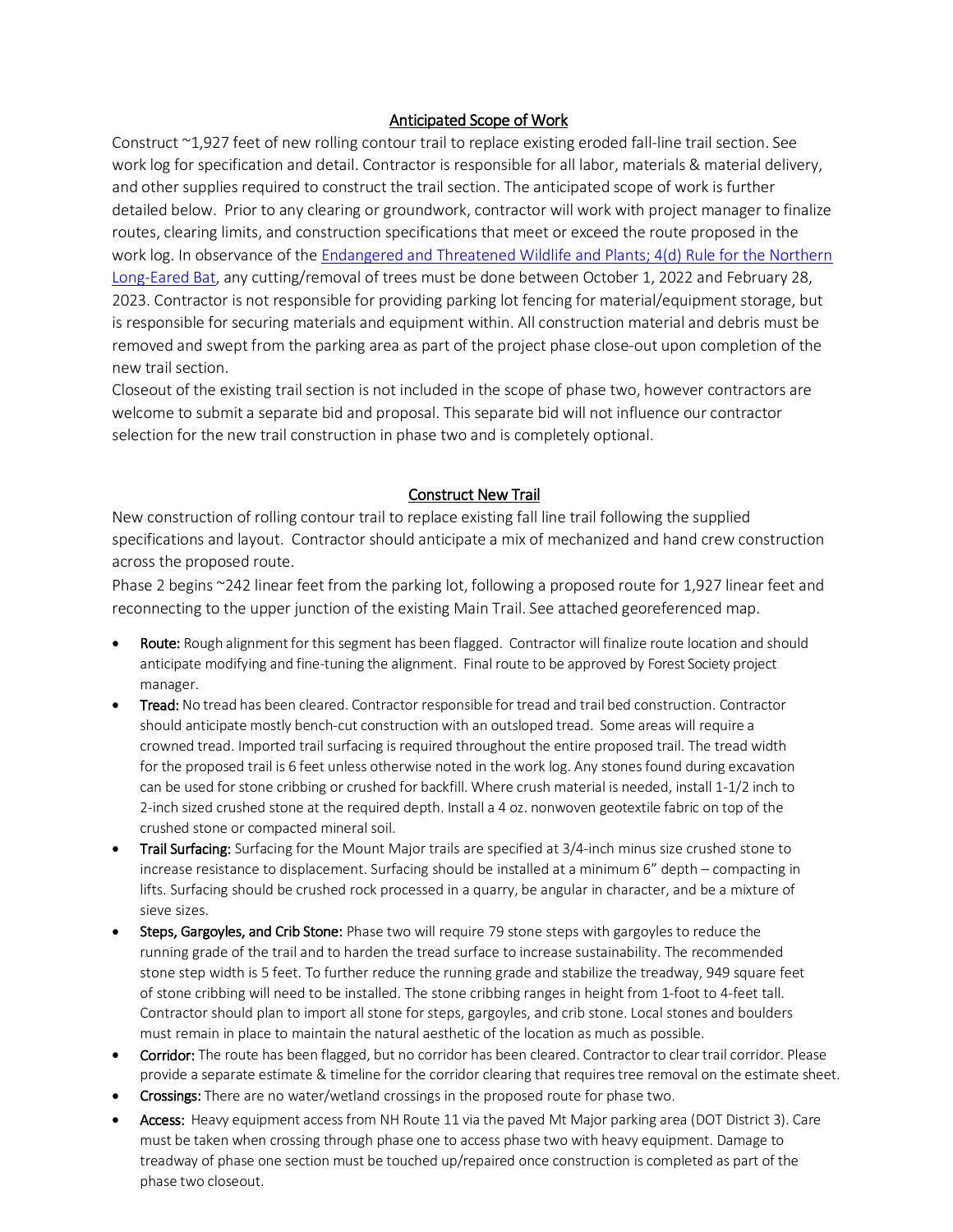## Anticipated Scope of Work

Construct ~1,927 feet of new rolling contour trail to replace existing eroded fall-line trail section. See work log for specification and detail. Contractor is responsible for all labor, materials & material delivery, and other supplies required to construct the trail section. The anticipated scope of work is further detailed below. Prior to any clearing or groundwork, contractor will work with project manager to finalize routes, clearing limits, and construction specifications that meet or exceed the route proposed in the work log. In observance of the [Endangered and Threatened Wildlife and Plants; 4(d) Rule for the Northern Long-Eared Bat](), any cutting/removal of trees must be done between October 1, 2022 and February 28, 2023. Contractor is not responsible for providing parking lot fencing for material/equipment storage, but is responsible for securing materials and equipment within. All construction material and debris must be removed and swept from the parking area as part of the project phase close-out upon completion of the new trail section.

Closeout of the existing trail section is not included in the scope of phase two, however contractors are welcome to submit a separate bid and proposal. This separate bid will not influence our contractor selection for the new trail construction in phase two and is completely optional.

## Construct New Trail

New construction of rolling contour trail to replace existing fall line trail following the supplied specifications and layout. Contractor should anticipate a mix of mechanized and hand crew construction across the proposed route.

Phase 2 begins ~242 linear feet from the parking lot, following a proposed route for 1,927 linear feet and reconnecting to the upper junction of the existing Main Trail. See attached georeferenced map.

- **Route:** Rough alignment for this segment has been flagged. Contractor will finalize route location and should anticipate modifying and fine-tuning the alignment. Final route to be approved by Forest Society project manager.
- **Tread:** No tread has been cleared. Contractor responsible for tread and trail bed construction. Contractor should anticipate mostly bench-cut construction with an outsloped tread. Some areas will require a crowned tread. Imported trail surfacing is required throughout the entire proposed trail. The tread width for the proposed trail is 6 feet unless otherwise noted in the work log. Any stones found during excavation can be used for stone cribbing or crushed for backfill. Where crush material is needed, install 1-1/2 inch to 2-inch sized crushed stone at the required depth. Install a 4 oz. nonwoven geotextile fabric on top of the crushed stone or compacted mineral soil.
- **Trail Surfacing:** Surfacing for the Mount Major trails are specified at 3/4-inch minus size crushed stone to increase resistance to displacement. Surfacing should be installed at a minimum 6" depth – compacting in lifts. Surfacing should be crushed rock processed in a quarry, be angular in character, and be a mixture of sieve sizes.
- **Steps, Gargoyles, and Crib Stone:** Phase two will require 79 stone steps with gargoyles to reduce the running grade of the trail and to harden the tread surface to increase sustainability. The recommended stone step width is 5 feet. To further reduce the running grade and stabilize the treadway, 949 square feet of stone cribbing will need to be installed. The stone cribbing ranges in height from 1-foot to 4-feet tall. Contractor should plan to import all stone for steps, gargoyles, and crib stone. Local stones and boulders must remain in place to maintain the natural aesthetic of the location as much as possible.
- **Corridor:** The route has been flagged, but no corridor has been cleared. Contractor to clear trail corridor. Please provide a separate estimate & timeline for the corridor clearing that requires tree removal on the estimate sheet.
- **Crossings:** There are no water/wetland crossings in the proposed route for phase two.
- **Access:** Heavy equipment access from NH Route 11 via the paved Mt Major parking area (DOT District 3). Care must be taken when crossing through phase one to access phase two with heavy equipment. Damage to treadway of phase one section must be touched up/repaired once construction is completed as part of the phase two closeout.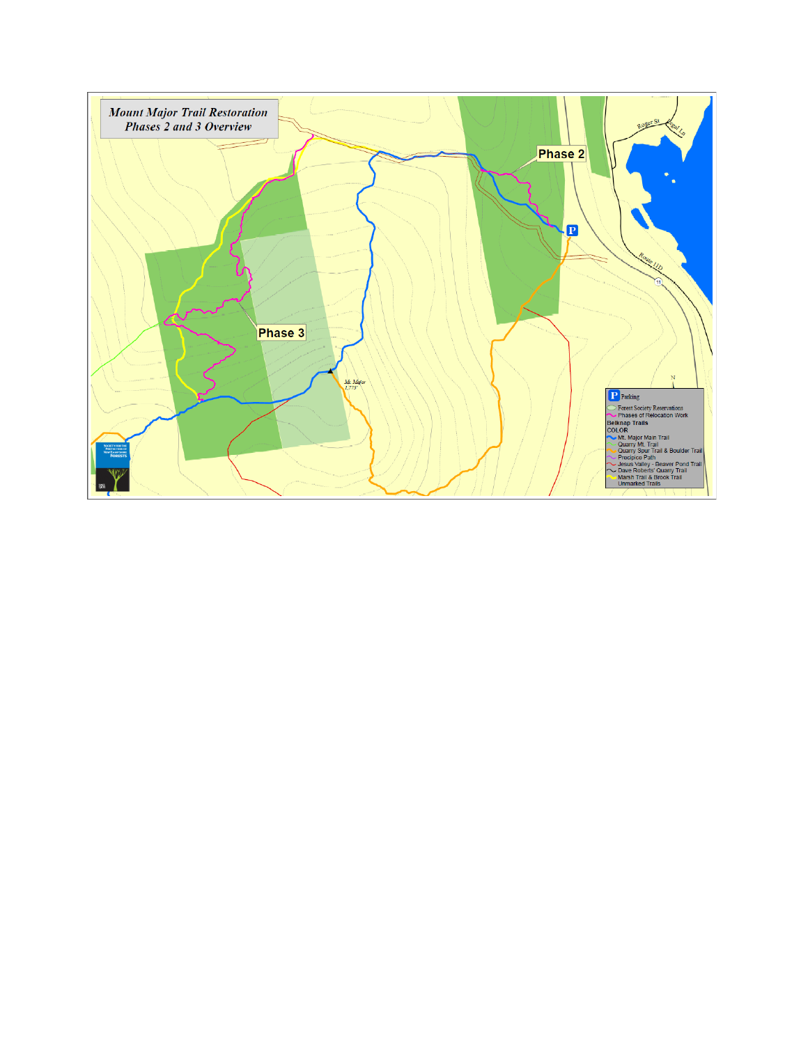# Mount Major Trail Restoration
## Phases 2 and 3 Overview

Phase 2

Phase 3

Mt. Major
1,775'

Roger St

Route 11D

11

N

P Parking

Forest Society Reservations
Phases of Relocation Work
Belknap Trails
COLOR
Mt. Major Main Trail
Quarry Mt. Trail
Quarry Spur Trail & Boulder Trail
Precipice Path
Jesus Valley - Beaver Pond Trail
Dave Roberts' Quarry Trail
Marsh Trail & Brook Trail
Unmarked Trails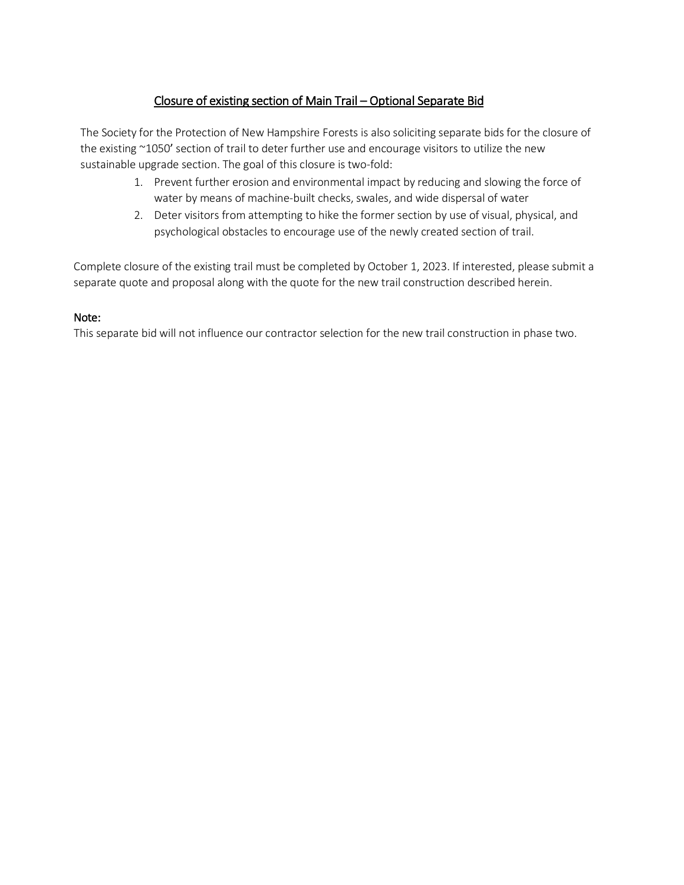## Closure of existing section of Main Trail – Optional Separate Bid

The Society for the Protection of New Hampshire Forests is also soliciting separate bids for the closure of the existing ~1050' section of trail to deter further use and encourage visitors to utilize the new sustainable upgrade section. The goal of this closure is two-fold:

1. Prevent further erosion and environmental impact by reducing and slowing the force of water by means of machine-built checks, swales, and wide dispersal of water
2. Deter visitors from attempting to hike the former section by use of visual, physical, and psychological obstacles to encourage use of the newly created section of trail.

Complete closure of the existing trail must be completed by October 1, 2023. If interested, please submit a separate quote and proposal along with the quote for the new trail construction described herein.

Note:

This separate bid will not influence our contractor selection for the new trail construction in phase two.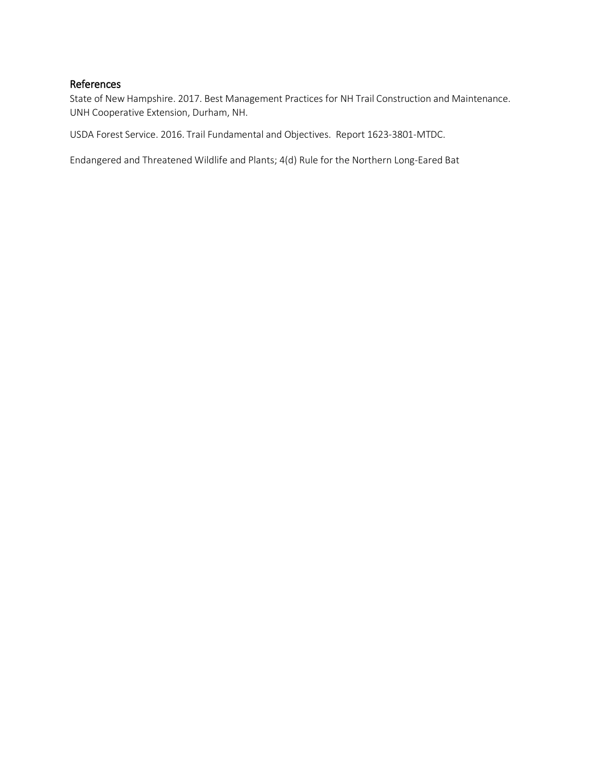## References

State of New Hampshire. 2017. Best Management Practices for NH Trail Construction and Maintenance. UNH Cooperative Extension, Durham, NH.

USDA Forest Service. 2016. Trail Fundamental and Objectives. Report 1623-3801-MTDC.

Endangered and Threatened Wildlife and Plants; 4(d) Rule for the Northern Long-Eared Bat